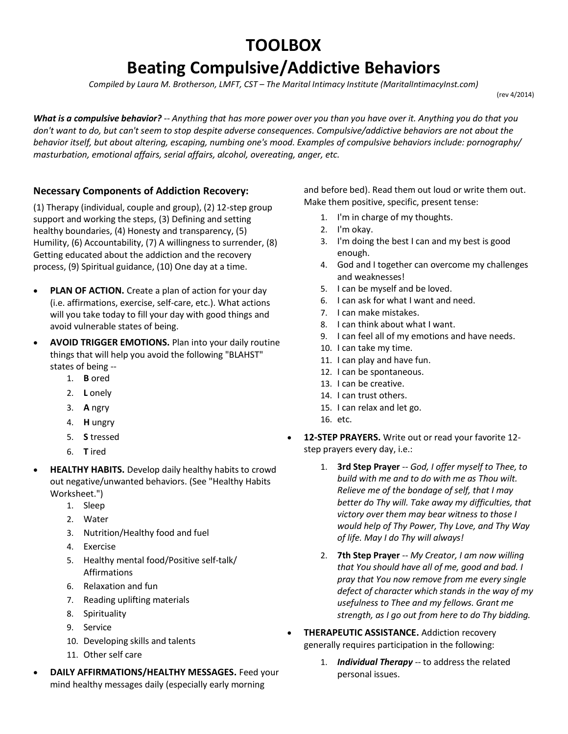# TOOLBOX

# Beating Compulsive/Addictive Behaviors

*Compiled by Laura M. Brotherson, LMFT, CST – The Marital Intimacy Institute (MaritalIntimacyInst.com)*

(rev 4/2014)

***What is a compulsive behavior?*** *-- Anything that has more power over you than you have over it. Anything you do that you don't want to do, but can't seem to stop despite adverse consequences. Compulsive/addictive behaviors are not about the behavior itself, but about altering, escaping, numbing one's mood. Examples of compulsive behaviors include: pornography/ masturbation, emotional affairs, serial affairs, alcohol, overeating, anger, etc.*

### Necessary Components of Addiction Recovery:

(1) Therapy (individual, couple and group), (2) 12-step group support and working the steps, (3) Defining and setting healthy boundaries, (4) Honesty and transparency, (5) Humility, (6) Accountability, (7) A willingness to surrender, (8) Getting educated about the addiction and the recovery process, (9) Spiritual guidance, (10) One day at a time.

- **PLAN OF ACTION.** Create a plan of action for your day (i.e. affirmations, exercise, self-care, etc.). What actions will you take today to fill your day with good things and avoid vulnerable states of being.
- **AVOID TRIGGER EMOTIONS.** Plan into your daily routine things that will help you avoid the following "BLAHST" states of being --
  1. **B** ored
  2. **L** onely
  3. **A** ngry
  4. **H** ungry
  5. **S** tressed
  6. **T** ired
- **HEALTHY HABITS.** Develop daily healthy habits to crowd out negative/unwanted behaviors. (See "Healthy Habits Worksheet.")
  1. Sleep
  2. Water
  3. Nutrition/Healthy food and fuel
  4. Exercise
  5. Healthy mental food/Positive self-talk/ Affirmations
  6. Relaxation and fun
  7. Reading uplifting materials
  8. Spirituality
  9. Service
  10. Developing skills and talents
  11. Other self care
- **DAILY AFFIRMATIONS/HEALTHY MESSAGES.** Feed your mind healthy messages daily (especially early morning and before bed). Read them out loud or write them out. Make them positive, specific, present tense:
  1. I'm in charge of my thoughts.
  2. I'm okay.
  3. I'm doing the best I can and my best is good enough.
  4. God and I together can overcome my challenges and weaknesses!
  5. I can be myself and be loved.
  6. I can ask for what I want and need.
  7. I can make mistakes.
  8. I can think about what I want.
  9. I can feel all of my emotions and have needs.
  10. I can take my time.
  11. I can play and have fun.
  12. I can be spontaneous.
  13. I can be creative.
  14. I can trust others.
  15. I can relax and let go.
  16. etc.
- **12-STEP PRAYERS.** Write out or read your favorite 12-step prayers every day, i.e.:
  1. **3rd Step Prayer** -- *God, I offer myself to Thee, to build with me and to do with me as Thou wilt. Relieve me of the bondage of self, that I may better do Thy will. Take away my difficulties, that victory over them may bear witness to those I would help of Thy Power, Thy Love, and Thy Way of life. May I do Thy will always!*
  2. **7th Step Prayer** -- *My Creator, I am now willing that You should have all of me, good and bad. I pray that You now remove from me every single defect of character which stands in the way of my usefulness to Thee and my fellows. Grant me strength, as I go out from here to do Thy bidding.*
- **THERAPEUTIC ASSISTANCE.** Addiction recovery generally requires participation in the following:
  1. ***Individual Therapy*** -- to address the related personal issues.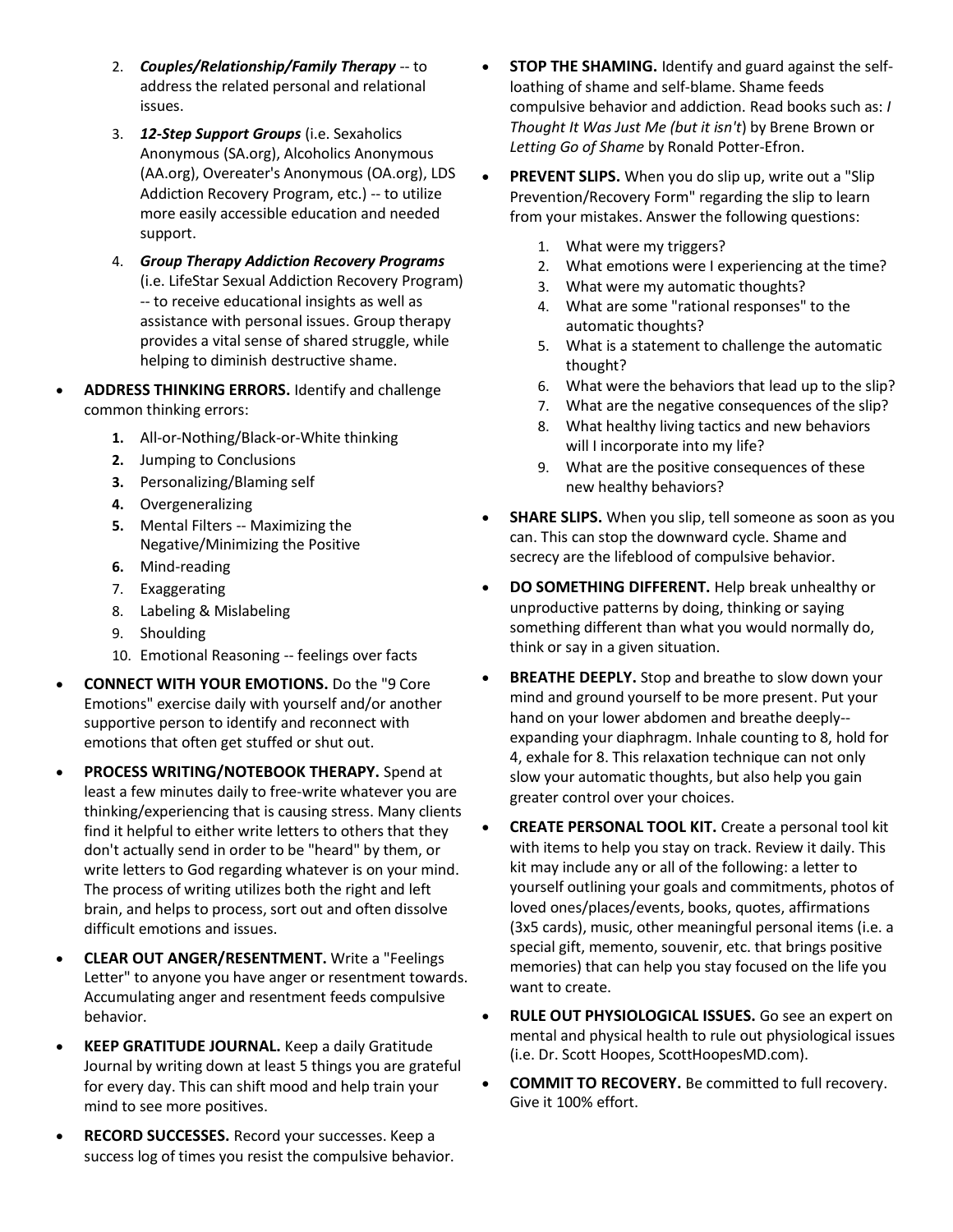2. ***Couples/Relationship/Family Therapy*** -- to address the related personal and relational issues.

3. ***12-Step Support Groups*** (i.e. Sexaholics Anonymous (SA.org), Alcoholics Anonymous (AA.org), Overeater's Anonymous (OA.org), LDS Addiction Recovery Program, etc.) -- to utilize more easily accessible education and needed support.

4. ***Group Therapy Addiction Recovery Programs*** (i.e. LifeStar Sexual Addiction Recovery Program) -- to receive educational insights as well as assistance with personal issues. Group therapy provides a vital sense of shared struggle, while helping to diminish destructive shame.

- **ADDRESS THINKING ERRORS.** Identify and challenge common thinking errors:
  1. All-or-Nothing/Black-or-White thinking
  2. Jumping to Conclusions
  3. Personalizing/Blaming self
  4. Overgeneralizing
  5. Mental Filters -- Maximizing the Negative/Minimizing the Positive
  6. Mind-reading
  7. Exaggerating
  8. Labeling & Mislabeling
  9. Shoulding
  10. Emotional Reasoning -- feelings over facts
- **CONNECT WITH YOUR EMOTIONS.** Do the "9 Core Emotions" exercise daily with yourself and/or another supportive person to identify and reconnect with emotions that often get stuffed or shut out.
- **PROCESS WRITING/NOTEBOOK THERAPY.** Spend at least a few minutes daily to free-write whatever you are thinking/experiencing that is causing stress. Many clients find it helpful to either write letters to others that they don't actually send in order to be "heard" by them, or write letters to God regarding whatever is on your mind. The process of writing utilizes both the right and left brain, and helps to process, sort out and often dissolve difficult emotions and issues.
- **CLEAR OUT ANGER/RESENTMENT.** Write a "Feelings Letter" to anyone you have anger or resentment towards. Accumulating anger and resentment feeds compulsive behavior.
- **KEEP GRATITUDE JOURNAL.** Keep a daily Gratitude Journal by writing down at least 5 things you are grateful for every day. This can shift mood and help train your mind to see more positives.
- **RECORD SUCCESSES.** Record your successes. Keep a success log of times you resist the compulsive behavior.
- **STOP THE SHAMING.** Identify and guard against the self-loathing of shame and self-blame. Shame feeds compulsive behavior and addiction. Read books such as: *I Thought It Was Just Me (but it isn't)* by Brene Brown or *Letting Go of Shame* by Ronald Potter-Efron.
- **PREVENT SLIPS.** When you do slip up, write out a "Slip Prevention/Recovery Form" regarding the slip to learn from your mistakes. Answer the following questions:
  1. What were my triggers?
  2. What emotions were I experiencing at the time?
  3. What were my automatic thoughts?
  4. What are some "rational responses" to the automatic thoughts?
  5. What is a statement to challenge the automatic thought?
  6. What were the behaviors that lead up to the slip?
  7. What are the negative consequences of the slip?
  8. What healthy living tactics and new behaviors will I incorporate into my life?
  9. What are the positive consequences of these new healthy behaviors?
- **SHARE SLIPS.** When you slip, tell someone as soon as you can. This can stop the downward cycle. Shame and secrecy are the lifeblood of compulsive behavior.
- **DO SOMETHING DIFFERENT.** Help break unhealthy or unproductive patterns by doing, thinking or saying something different than what you would normally do, think or say in a given situation.
- **BREATHE DEEPLY.** Stop and breathe to slow down your mind and ground yourself to be more present. Put your hand on your lower abdomen and breathe deeply--expanding your diaphragm. Inhale counting to 8, hold for 4, exhale for 8. This relaxation technique can not only slow your automatic thoughts, but also help you gain greater control over your choices.
- **CREATE PERSONAL TOOL KIT.** Create a personal tool kit with items to help you stay on track. Review it daily. This kit may include any or all of the following: a letter to yourself outlining your goals and commitments, photos of loved ones/places/events, books, quotes, affirmations (3x5 cards), music, other meaningful personal items (i.e. a special gift, memento, souvenir, etc. that brings positive memories) that can help you stay focused on the life you want to create.
- **RULE OUT PHYSIOLOGICAL ISSUES.** Go see an expert on mental and physical health to rule out physiological issues (i.e. Dr. Scott Hoopes, ScottHoopesMD.com).
- **COMMIT TO RECOVERY.** Be committed to full recovery. Give it 100% effort.